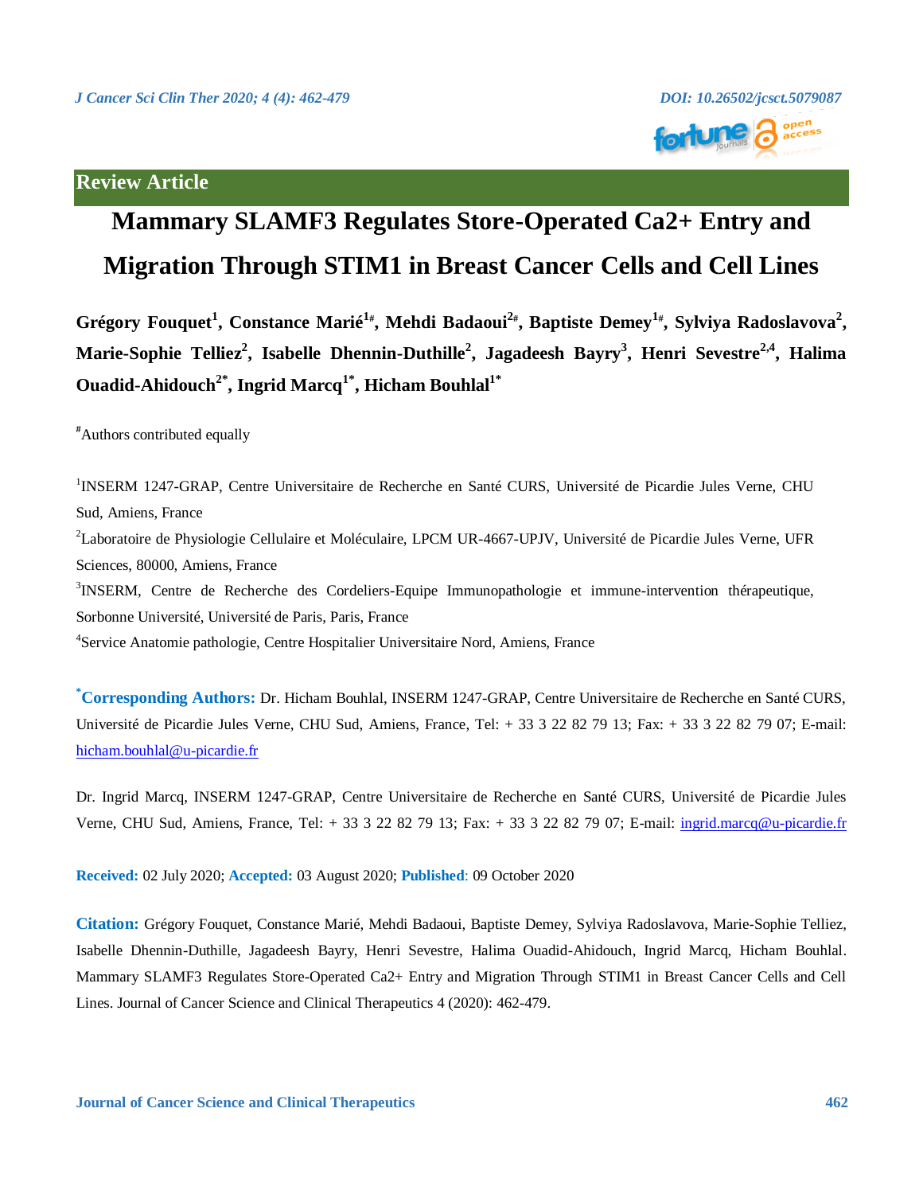Review Article

# Mammary SLAMF3 Regulates Store-Operated Ca2+ Entry and Migration Through STIM1 in Breast Cancer Cells and Cell Lines

**Grégory Fouquet[1], Constance Marié[1#], Mehdi Badaoui[2#], Baptiste Demey[1#], Sylviya Radoslavova[2], Marie-Sophie Telliez[2], Isabelle Dhennin-Duthille[2], Jagadeesh Bayry[3], Henri Sevestre[2,4], Halima Ouadid-Ahidouch[2*], Ingrid Marcq[1*], Hicham Bouhlal[1*]**

[#]Authors contributed equally

[1]INSERM 1247-GRAP, Centre Universitaire de Recherche en Santé CURS, Université de Picardie Jules Verne, CHU Sud, Amiens, France

[2]Laboratoire de Physiologie Cellulaire et Moléculaire, LPCM UR-4667-UPJV, Université de Picardie Jules Verne, UFR Sciences, 80000, Amiens, France

[3]INSERM, Centre de Recherche des Cordeliers-Equipe Immunopathologie et immune-intervention thérapeutique, Sorbonne Université, Université de Paris, Paris, France

[4]Service Anatomie pathologie, Centre Hospitalier Universitaire Nord, Amiens, France

**[*]Corresponding Authors:** Dr. Hicham Bouhlal, INSERM 1247-GRAP, Centre Universitaire de Recherche en Santé CURS, Université de Picardie Jules Verne, CHU Sud, Amiens, France, Tel: + 33 3 22 82 79 13; Fax: + 33 3 22 82 79 07; E-mail: hicham.bouhlal@u-picardie.fr

Dr. Ingrid Marcq, INSERM 1247-GRAP, Centre Universitaire de Recherche en Santé CURS, Université de Picardie Jules Verne, CHU Sud, Amiens, France, Tel: + 33 3 22 82 79 13; Fax: + 33 3 22 82 79 07; E-mail: ingrid.marcq@u-picardie.fr

**Received:** 02 July 2020; **Accepted:** 03 August 2020; **Published**: 09 October 2020

**Citation:** Grégory Fouquet, Constance Marié, Mehdi Badaoui, Baptiste Demey, Sylviya Radoslavova, Marie-Sophie Telliez, Isabelle Dhennin-Duthille, Jagadeesh Bayry, Henri Sevestre, Halima Ouadid-Ahidouch, Ingrid Marcq, Hicham Bouhlal. Mammary SLAMF3 Regulates Store-Operated Ca2+ Entry and Migration Through STIM1 in Breast Cancer Cells and Cell Lines. Journal of Cancer Science and Clinical Therapeutics 4 (2020): 462-479.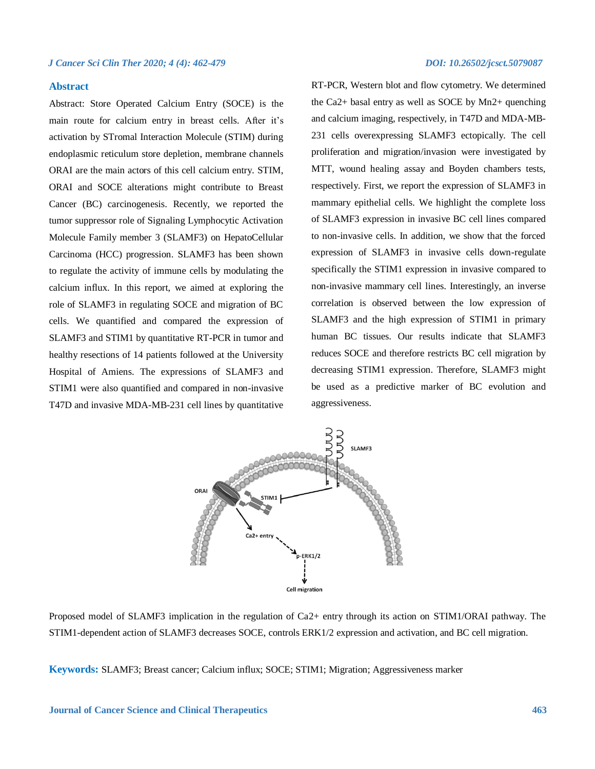## Abstract

Abstract: Store Operated Calcium Entry (SOCE) is the main route for calcium entry in breast cells. After it's activation by STromal Interaction Molecule (STIM) during endoplasmic reticulum store depletion, membrane channels ORAI are the main actors of this cell calcium entry. STIM, ORAI and SOCE alterations might contribute to Breast Cancer (BC) carcinogenesis. Recently, we reported the tumor suppressor role of Signaling Lymphocytic Activation Molecule Family member 3 (SLAMF3) on HepatoCellular Carcinoma (HCC) progression. SLAMF3 has been shown to regulate the activity of immune cells by modulating the calcium influx. In this report, we aimed at exploring the role of SLAMF3 in regulating SOCE and migration of BC cells. We quantified and compared the expression of SLAMF3 and STIM1 by quantitative RT-PCR in tumor and healthy resections of 14 patients followed at the University Hospital of Amiens. The expressions of SLAMF3 and STIM1 were also quantified and compared in non-invasive T47D and invasive MDA-MB-231 cell lines by quantitative RT-PCR, Western blot and flow cytometry. We determined the Ca2+ basal entry as well as SOCE by Mn2+ quenching and calcium imaging, respectively, in T47D and MDA-MB-231 cells overexpressing SLAMF3 ectopically. The cell proliferation and migration/invasion were investigated by MTT, wound healing assay and Boyden chambers tests, respectively. First, we report the expression of SLAMF3 in mammary epithelial cells. We highlight the complete loss of SLAMF3 expression in invasive BC cell lines compared to non-invasive cells. In addition, we show that the forced expression of SLAMF3 in invasive cells down-regulate specifically the STIM1 expression in invasive compared to non-invasive mammary cell lines. Interestingly, an inverse correlation is observed between the low expression of SLAMF3 and the high expression of STIM1 in primary human BC tissues. Our results indicate that SLAMF3 reduces SOCE and therefore restricts BC cell migration by decreasing STIM1 expression. Therefore, SLAMF3 might be used as a predictive marker of BC evolution and aggressiveness.

Proposed model of SLAMF3 implication in the regulation of Ca2+ entry through its action on STIM1/ORAI pathway. The STIM1-dependent action of SLAMF3 decreases SOCE, controls ERK1/2 expression and activation, and BC cell migration.

**Keywords:** SLAMF3; Breast cancer; Calcium influx; SOCE; STIM1; Migration; Aggressiveness marker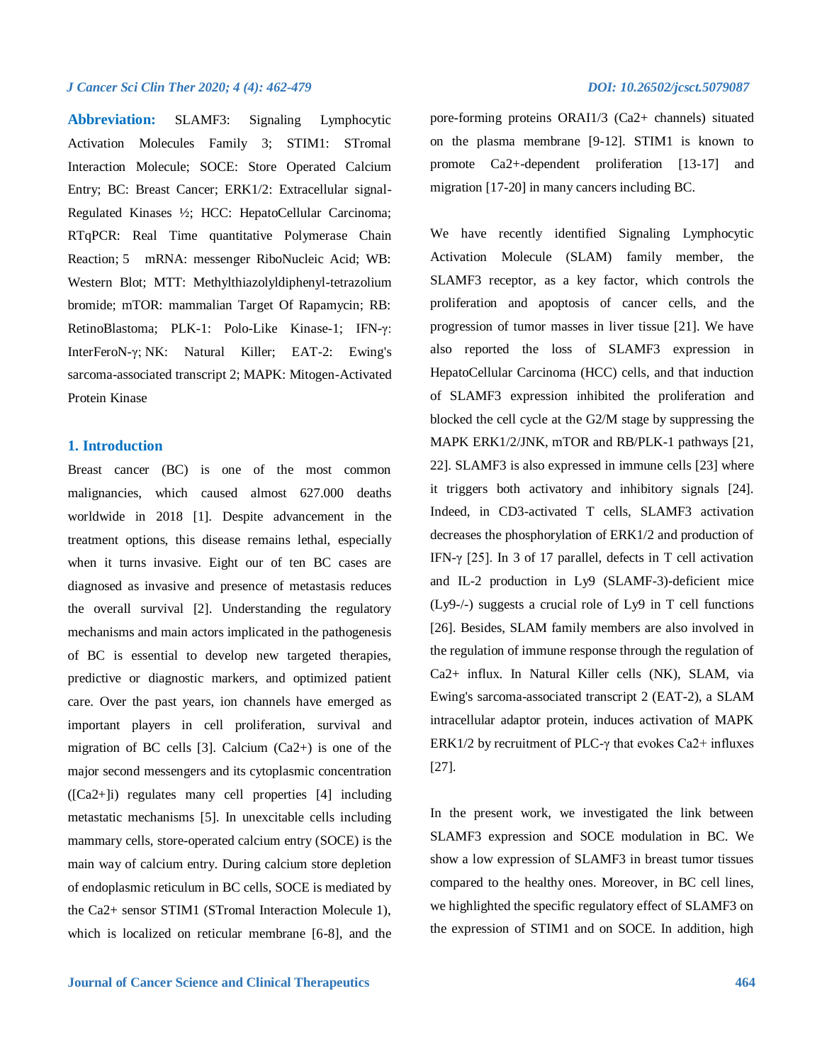**Abbreviation:** SLAMF3: Signaling Lymphocytic Activation Molecules Family 3; STIM1: STromal Interaction Molecule; SOCE: Store Operated Calcium Entry; BC: Breast Cancer; ERK1/2: Extracellular signal-Regulated Kinases ½; HCC: HepatoCellular Carcinoma; RTqPCR: Real Time quantitative Polymerase Chain Reaction; 5 mRNA: messenger RiboNucleic Acid; WB: Western Blot; MTT: Methylthiazolyldiphenyl-tetrazolium bromide; mTOR: mammalian Target Of Rapamycin; RB: RetinoBlastoma; PLK-1: Polo-Like Kinase-1; IFN-γ: InterFeroN-γ; NK: Natural Killer; EAT-2: Ewing's sarcoma-associated transcript 2; MAPK: Mitogen-Activated Protein Kinase

## 1. Introduction

Breast cancer (BC) is one of the most common malignancies, which caused almost 627.000 deaths worldwide in 2018 [1]. Despite advancement in the treatment options, this disease remains lethal, especially when it turns invasive. Eight our of ten BC cases are diagnosed as invasive and presence of metastasis reduces the overall survival [2]. Understanding the regulatory mechanisms and main actors implicated in the pathogenesis of BC is essential to develop new targeted therapies, predictive or diagnostic markers, and optimized patient care. Over the past years, ion channels have emerged as important players in cell proliferation, survival and migration of BC cells [3]. Calcium ($Ca2+$) is one of the major second messengers and its cytoplasmic concentration ($[Ca2+]i$) regulates many cell properties [4] including metastatic mechanisms [5]. In unexcitable cells including mammary cells, store-operated calcium entry (SOCE) is the main way of calcium entry. During calcium store depletion of endoplasmic reticulum in BC cells, SOCE is mediated by the $Ca2+$ sensor STIM1 (STromal Interaction Molecule 1), which is localized on reticular membrane [6-8], and the pore-forming proteins ORAI1/3 ($Ca2+$ channels) situated on the plasma membrane [9-12]. STIM1 is known to promote $Ca2+$-dependent proliferation [13-17] and migration [17-20] in many cancers including BC.

We have recently identified Signaling Lymphocytic Activation Molecule (SLAM) family member, the SLAMF3 receptor, as a key factor, which controls the proliferation and apoptosis of cancer cells, and the progression of tumor masses in liver tissue [21]. We have also reported the loss of SLAMF3 expression in HepatoCellular Carcinoma (HCC) cells, and that induction of SLAMF3 expression inhibited the proliferation and blocked the cell cycle at the G2/M stage by suppressing the MAPK ERK1/2/JNK, mTOR and RB/PLK-1 pathways [21, 22]. SLAMF3 is also expressed in immune cells [23] where it triggers both activatory and inhibitory signals [24]. Indeed, in CD3-activated T cells, SLAMF3 activation decreases the phosphorylation of ERK1/2 and production of IFN-γ [25]. In 3 of 17 parallel, defects in T cell activation and IL-2 production in Ly9 (SLAMF-3)-deficient mice (Ly9-/-) suggests a crucial role of Ly9 in T cell functions [26]. Besides, SLAM family members are also involved in the regulation of immune response through the regulation of $Ca2+$ influx. In Natural Killer cells (NK), SLAM, via Ewing's sarcoma-associated transcript 2 (EAT-2), a SLAM intracellular adaptor protein, induces activation of MAPK ERK1/2 by recruitment of PLC-γ that evokes $Ca2+$ influxes [27].

In the present work, we investigated the link between SLAMF3 expression and SOCE modulation in BC. We show a low expression of SLAMF3 in breast tumor tissues compared to the healthy ones. Moreover, in BC cell lines, we highlighted the specific regulatory effect of SLAMF3 on the expression of STIM1 and on SOCE. In addition, high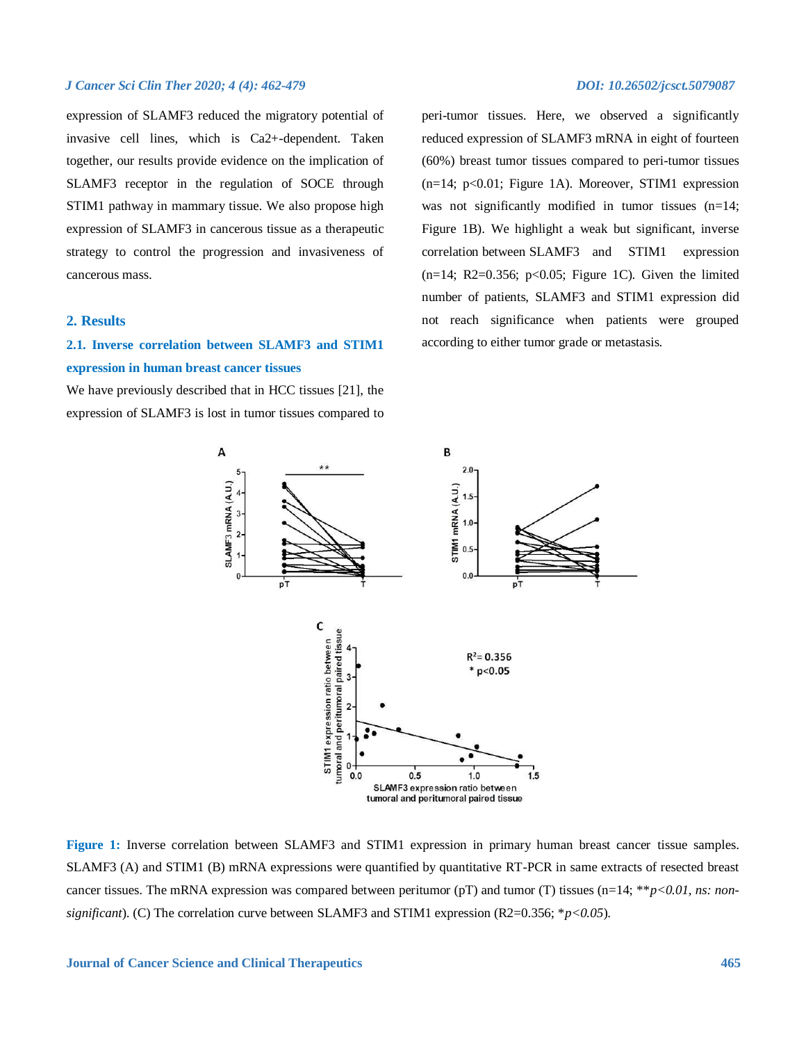expression of SLAMF3 reduced the migratory potential of invasive cell lines, which is Ca2+-dependent. Taken together, our results provide evidence on the implication of SLAMF3 receptor in the regulation of SOCE through STIM1 pathway in mammary tissue. We also propose high expression of SLAMF3 in cancerous tissue as a therapeutic strategy to control the progression and invasiveness of cancerous mass.

## 2. Results

### 2.1. Inverse correlation between SLAMF3 and STIM1 expression in human breast cancer tissues

We have previously described that in HCC tissues [21], the expression of SLAMF3 is lost in tumor tissues compared to peri-tumor tissues. Here, we observed a significantly reduced expression of SLAMF3 mRNA in eight of fourteen (60%) breast tumor tissues compared to peri-tumor tissues (n=14; p<0.01; Figure 1A). Moreover, STIM1 expression was not significantly modified in tumor tissues (n=14; Figure 1B). We highlight a weak but significant, inverse correlation between SLAMF3 and STIM1 expression (n=14; R2=0.356; p<0.05; Figure 1C). Given the limited number of patients, SLAMF3 and STIM1 expression did not reach significance when patients were grouped according to either tumor grade or metastasis.

**Figure 1:** Inverse correlation between SLAMF3 and STIM1 expression in primary human breast cancer tissue samples. SLAMF3 (A) and STIM1 (B) mRNA expressions were quantified by quantitative RT-PCR in same extracts of resected breast cancer tissues. The mRNA expression was compared between peritumor (pT) and tumor (T) tissues (n=14; ***p<0.01, ns: non-significant*). (C) The correlation curve between SLAMF3 and STIM1 expression (R2=0.356; **p<0.05*).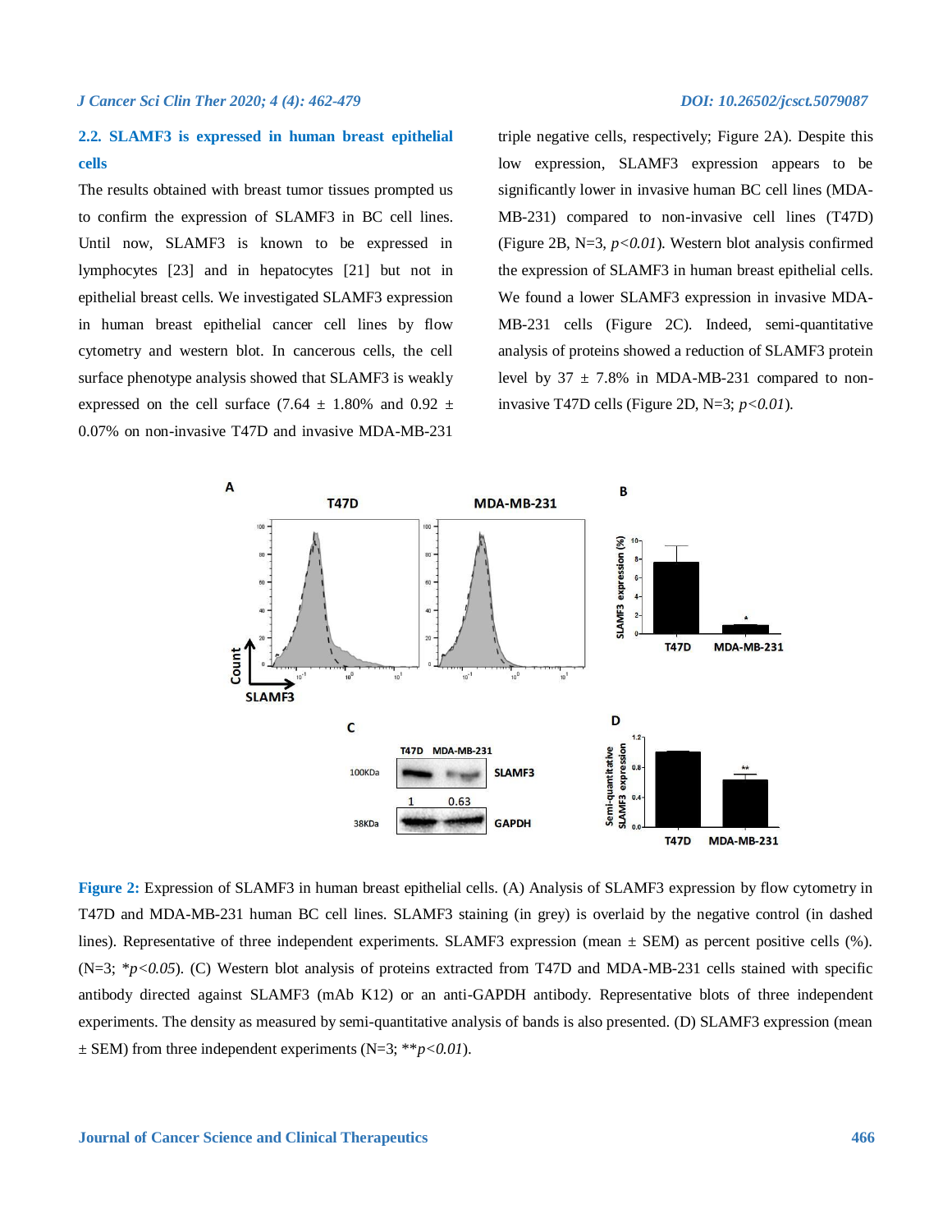### 2.2. SLAMF3 is expressed in human breast epithelial cells

The results obtained with breast tumor tissues prompted us to confirm the expression of SLAMF3 in BC cell lines. Until now, SLAMF3 is known to be expressed in lymphocytes [23] and in hepatocytes [21] but not in epithelial breast cells. We investigated SLAMF3 expression in human breast epithelial cancer cell lines by flow cytometry and western blot. In cancerous cells, the cell surface phenotype analysis showed that SLAMF3 is weakly expressed on the cell surface (7.64 ± 1.80% and 0.92 ± 0.07% on non-invasive T47D and invasive MDA-MB-231 triple negative cells, respectively; Figure 2A). Despite this low expression, SLAMF3 expression appears to be significantly lower in invasive human BC cell lines (MDA-MB-231) compared to non-invasive cell lines (T47D) (Figure 2B, N=3, *p<0.01*). Western blot analysis confirmed the expression of SLAMF3 in human breast epithelial cells. We found a lower SLAMF3 expression in invasive MDA-MB-231 cells (Figure 2C). Indeed, semi-quantitative analysis of proteins showed a reduction of SLAMF3 protein level by 37 ± 7.8% in MDA-MB-231 compared to non-invasive T47D cells (Figure 2D, N=3; *p<0.01*).

**Figure 2:** Expression of SLAMF3 in human breast epithelial cells. (A) Analysis of SLAMF3 expression by flow cytometry in T47D and MDA-MB-231 human BC cell lines. SLAMF3 staining (in grey) is overlaid by the negative control (in dashed lines). Representative of three independent experiments. SLAMF3 expression (mean ± SEM) as percent positive cells (%). (N=3; **p<0.05*). (C) Western blot analysis of proteins extracted from T47D and MDA-MB-231 cells stained with specific antibody directed against SLAMF3 (mAb K12) or an anti-GAPDH antibody. Representative blots of three independent experiments. The density as measured by semi-quantitative analysis of bands is also presented. (D) SLAMF3 expression (mean ± SEM) from three independent experiments (N=3; ***p<0.01*).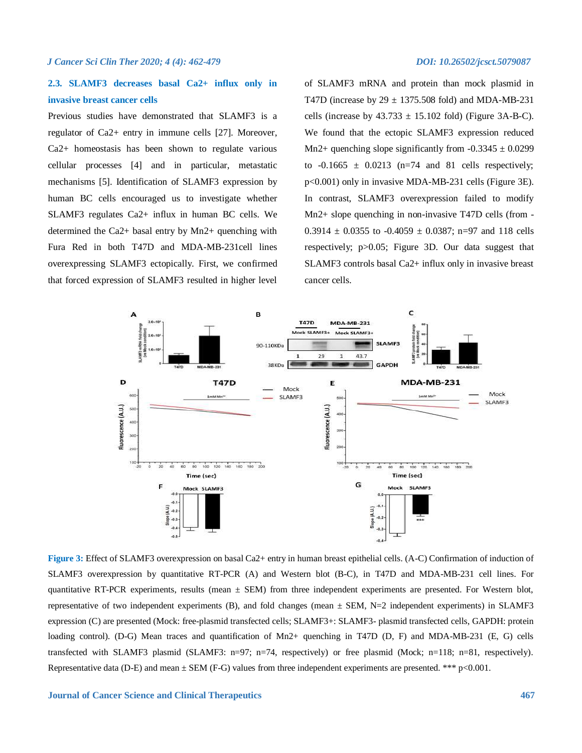### 2.3. SLAMF3 decreases basal Ca2+ influx only in invasive breast cancer cells

Previous studies have demonstrated that SLAMF3 is a regulator of Ca2+ entry in immune cells [27]. Moreover, Ca2+ homeostasis has been shown to regulate various cellular processes [4] and in particular, metastatic mechanisms [5]. Identification of SLAMF3 expression by human BC cells encouraged us to investigate whether SLAMF3 regulates Ca2+ influx in human BC cells. We determined the Ca2+ basal entry by Mn2+ quenching with Fura Red in both T47D and MDA-MB-231cell lines overexpressing SLAMF3 ectopically. First, we confirmed that forced expression of SLAMF3 resulted in higher level of SLAMF3 mRNA and protein than mock plasmid in T47D (increase by 29 ± 1375.508 fold) and MDA-MB-231 cells (increase by 43.733 ± 15.102 fold) (Figure 3A-B-C). We found that the ectopic SLAMF3 expression reduced Mn2+ quenching slope significantly from -0.3345 ± 0.0299 to -0.1665 ± 0.0213 (n=74 and 81 cells respectively; p<0.001) only in invasive MDA-MB-231 cells (Figure 3E). In contrast, SLAMF3 overexpression failed to modify Mn2+ slope quenching in non-invasive T47D cells (from -0.3914 ± 0.0355 to -0.4059 ± 0.0387; n=97 and 118 cells respectively; p>0.05; Figure 3D. Our data suggest that SLAMF3 controls basal Ca2+ influx only in invasive breast cancer cells.

**Figure 3:** Effect of SLAMF3 overexpression on basal Ca2+ entry in human breast epithelial cells. (A-C) Confirmation of induction of SLAMF3 overexpression by quantitative RT-PCR (A) and Western blot (B-C), in T47D and MDA-MB-231 cell lines. For quantitative RT-PCR experiments, results (mean ± SEM) from three independent experiments are presented. For Western blot, representative of two independent experiments (B), and fold changes (mean ± SEM, N=2 independent experiments) in SLAMF3 expression (C) are presented (Mock: free-plasmid transfected cells; SLAMF3+: SLAMF3- plasmid transfected cells, GAPDH: protein loading control). (D-G) Mean traces and quantification of Mn2+ quenching in T47D (D, F) and MDA-MB-231 (E, G) cells transfected with SLAMF3 plasmid (SLAMF3: n=97; n=74, respectively) or free plasmid (Mock; n=118; n=81, respectively). Representative data (D-E) and mean ± SEM (F-G) values from three independent experiments are presented. *** p<0.001.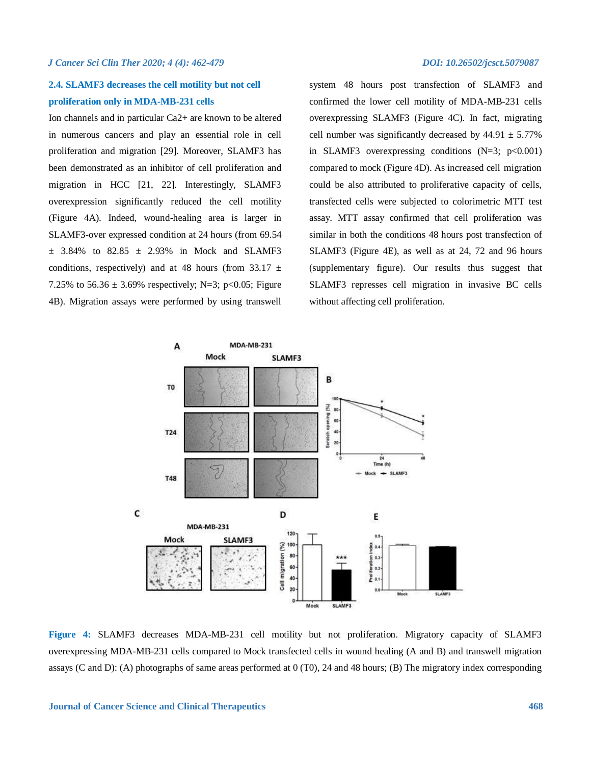### 2.4. SLAMF3 decreases the cell motility but not cell proliferation only in MDA-MB-231 cells

Ion channels and in particular Ca2+ are known to be altered in numerous cancers and play an essential role in cell proliferation and migration [29]. Moreover, SLAMF3 has been demonstrated as an inhibitor of cell proliferation and migration in HCC [21, 22]. Interestingly, SLAMF3 overexpression significantly reduced the cell motility (Figure 4A). Indeed, wound-healing area is larger in SLAMF3-over expressed condition at 24 hours (from 69.54 ± 3.84% to 82.85 ± 2.93% in Mock and SLAMF3 conditions, respectively) and at 48 hours (from 33.17 ± 7.25% to 56.36 ± 3.69% respectively; N=3; $p<0.05$; Figure 4B). Migration assays were performed by using transwell system 48 hours post transfection of SLAMF3 and confirmed the lower cell motility of MDA-MB-231 cells overexpressing SLAMF3 (Figure 4C). In fact, migrating cell number was significantly decreased by 44.91 ± 5.77% in SLAMF3 overexpressing conditions (N=3; $p<0.001$) compared to mock (Figure 4D). As increased cell migration could be also attributed to proliferative capacity of cells, transfected cells were subjected to colorimetric MTT test assay. MTT assay confirmed that cell proliferation was similar in both the conditions 48 hours post transfection of SLAMF3 (Figure 4E), as well as at 24, 72 and 96 hours (supplementary figure). Our results thus suggest that SLAMF3 represses cell migration in invasive BC cells without affecting cell proliferation.

**Figure 4:** SLAMF3 decreases MDA-MB-231 cell motility but not proliferation. Migratory capacity of SLAMF3 overexpressing MDA-MB-231 cells compared to Mock transfected cells in wound healing (A and B) and transwell migration assays (C and D): (A) photographs of same areas performed at 0 (T0), 24 and 48 hours; (B) The migratory index corresponding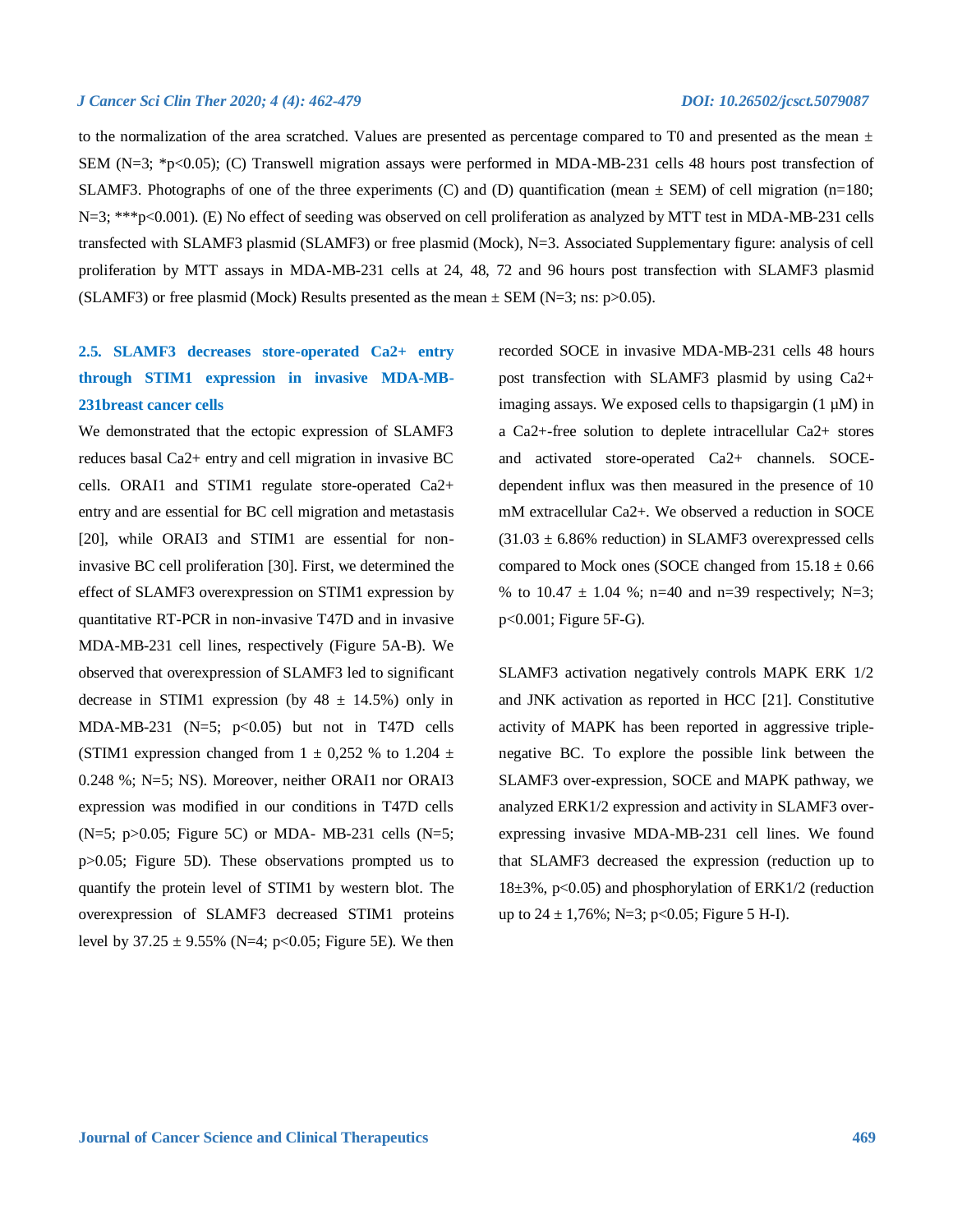to the normalization of the area scratched. Values are presented as percentage compared to T0 and presented as the mean ± SEM (N=3; *p<0.05); (C) Transwell migration assays were performed in MDA-MB-231 cells 48 hours post transfection of SLAMF3. Photographs of one of the three experiments (C) and (D) quantification (mean ± SEM) of cell migration (n=180; N=3; ***p<0.001). (E) No effect of seeding was observed on cell proliferation as analyzed by MTT test in MDA-MB-231 cells transfected with SLAMF3 plasmid (SLAMF3) or free plasmid (Mock), N=3. Associated Supplementary figure: analysis of cell proliferation by MTT assays in MDA-MB-231 cells at 24, 48, 72 and 96 hours post transfection with SLAMF3 plasmid (SLAMF3) or free plasmid (Mock) Results presented as the mean ± SEM (N=3; ns: p>0.05).

### 2.5. SLAMF3 decreases store-operated Ca2+ entry through STIM1 expression in invasive MDA-MB-231breast cancer cells

We demonstrated that the ectopic expression of SLAMF3 reduces basal Ca2+ entry and cell migration in invasive BC cells. ORAI1 and STIM1 regulate store-operated Ca2+ entry and are essential for BC cell migration and metastasis [20], while ORAI3 and STIM1 are essential for non-invasive BC cell proliferation [30]. First, we determined the effect of SLAMF3 overexpression on STIM1 expression by quantitative RT-PCR in non-invasive T47D and in invasive MDA-MB-231 cell lines, respectively (Figure 5A-B). We observed that overexpression of SLAMF3 led to significant decrease in STIM1 expression (by 48 ± 14.5%) only in MDA-MB-231 (N=5; p<0.05) but not in T47D cells (STIM1 expression changed from 1 ± 0,252 % to 1.204 ± 0.248 %; N=5; NS). Moreover, neither ORAI1 nor ORAI3 expression was modified in our conditions in T47D cells (N=5; p>0.05; Figure 5C) or MDA- MB-231 cells (N=5; p>0.05; Figure 5D). These observations prompted us to quantify the protein level of STIM1 by western blot. The overexpression of SLAMF3 decreased STIM1 proteins level by 37.25 ± 9.55% (N=4; p<0.05; Figure 5E). We then recorded SOCE in invasive MDA-MB-231 cells 48 hours post transfection with SLAMF3 plasmid by using Ca2+ imaging assays. We exposed cells to thapsigargin (1 µM) in a Ca2+-free solution to deplete intracellular Ca2+ stores and activated store-operated Ca2+ channels. SOCE-dependent influx was then measured in the presence of 10 mM extracellular Ca2+. We observed a reduction in SOCE (31.03 ± 6.86% reduction) in SLAMF3 overexpressed cells compared to Mock ones (SOCE changed from 15.18 ± 0.66 % to 10.47 ± 1.04 %; n=40 and n=39 respectively; N=3; p<0.001; Figure 5F-G).

SLAMF3 activation negatively controls MAPK ERK 1/2 and JNK activation as reported in HCC [21]. Constitutive activity of MAPK has been reported in aggressive triple-negative BC. To explore the possible link between the SLAMF3 over-expression, SOCE and MAPK pathway, we analyzed ERK1/2 expression and activity in SLAMF3 over-expressing invasive MDA-MB-231 cell lines. We found that SLAMF3 decreased the expression (reduction up to 18±3%, p<0.05) and phosphorylation of ERK1/2 (reduction up to 24 ± 1,76%; N=3; p<0.05; Figure 5 H-I).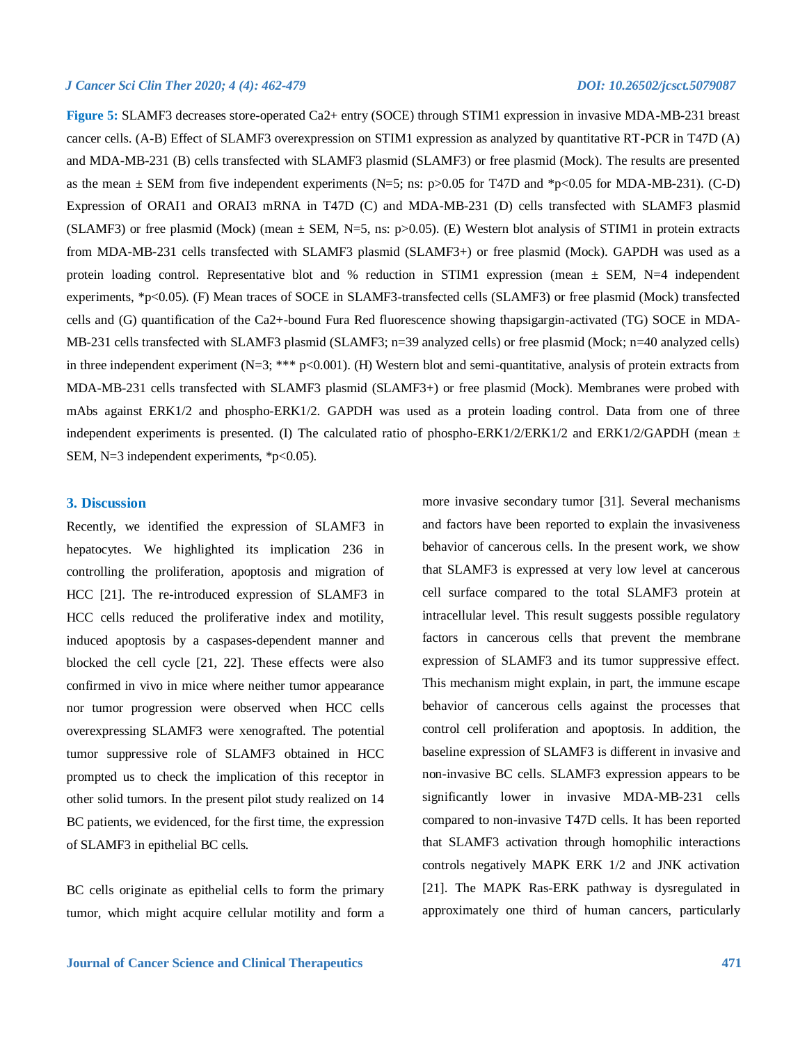**Figure 5:** SLAMF3 decreases store-operated $Ca^{2+}$ entry (SOCE) through STIM1 expression in invasive MDA-MB-231 breast cancer cells. (A-B) Effect of SLAMF3 overexpression on STIM1 expression as analyzed by quantitative RT-PCR in T47D (A) and MDA-MB-231 (B) cells transfected with SLAMF3 plasmid (SLAMF3) or free plasmid (Mock). The results are presented as the mean ± SEM from five independent experiments (N=5; ns: $p>0.05$ for T47D and *$p<0.05$ for MDA-MB-231). (C-D) Expression of ORAI1 and ORAI3 mRNA in T47D (C) and MDA-MB-231 (D) cells transfected with SLAMF3 plasmid (SLAMF3) or free plasmid (Mock) (mean ± SEM, N=5, ns: $p>0.05$). (E) Western blot analysis of STIM1 in protein extracts from MDA-MB-231 cells transfected with SLAMF3 plasmid (SLAMF3+) or free plasmid (Mock). GAPDH was used as a protein loading control. Representative blot and % reduction in STIM1 expression (mean ± SEM, N=4 independent experiments, *$p<0.05$). (F) Mean traces of SOCE in SLAMF3-transfected cells (SLAMF3) or free plasmid (Mock) transfected cells and (G) quantification of the $Ca^{2+}$-bound Fura Red fluorescence showing thapsigargin-activated (TG) SOCE in MDA-MB-231 cells transfected with SLAMF3 plasmid (SLAMF3; n=39 analyzed cells) or free plasmid (Mock; n=40 analyzed cells) in three independent experiment (N=3; *** $p<0.001$). (H) Western blot and semi-quantitative, analysis of protein extracts from MDA-MB-231 cells transfected with SLAMF3 plasmid (SLAMF3+) or free plasmid (Mock). Membranes were probed with mAbs against ERK1/2 and phospho-ERK1/2. GAPDH was used as a protein loading control. Data from one of three independent experiments is presented. (I) The calculated ratio of phospho-ERK1/2/ERK1/2 and ERK1/2/GAPDH (mean ± SEM, N=3 independent experiments, *$p<0.05$).

## 3. Discussion

Recently, we identified the expression of SLAMF3 in hepatocytes. We highlighted its implication 236 in controlling the proliferation, apoptosis and migration of HCC [21]. The re-introduced expression of SLAMF3 in HCC cells reduced the proliferative index and motility, induced apoptosis by a caspases-dependent manner and blocked the cell cycle [21, 22]. These effects were also confirmed in vivo in mice where neither tumor appearance nor tumor progression were observed when HCC cells overexpressing SLAMF3 were xenografted. The potential tumor suppressive role of SLAMF3 obtained in HCC prompted us to check the implication of this receptor in other solid tumors. In the present pilot study realized on 14 BC patients, we evidenced, for the first time, the expression of SLAMF3 in epithelial BC cells.

BC cells originate as epithelial cells to form the primary tumor, which might acquire cellular motility and form a more invasive secondary tumor [31]. Several mechanisms and factors have been reported to explain the invasiveness behavior of cancerous cells. In the present work, we show that SLAMF3 is expressed at very low level at cancerous cell surface compared to the total SLAMF3 protein at intracellular level. This result suggests possible regulatory factors in cancerous cells that prevent the membrane expression of SLAMF3 and its tumor suppressive effect. This mechanism might explain, in part, the immune escape behavior of cancerous cells against the processes that control cell proliferation and apoptosis. In addition, the baseline expression of SLAMF3 is different in invasive and non-invasive BC cells. SLAMF3 expression appears to be significantly lower in invasive MDA-MB-231 cells compared to non-invasive T47D cells. It has been reported that SLAMF3 activation through homophilic interactions controls negatively MAPK ERK 1/2 and JNK activation [21]. The MAPK Ras-ERK pathway is dysregulated in approximately one third of human cancers, particularly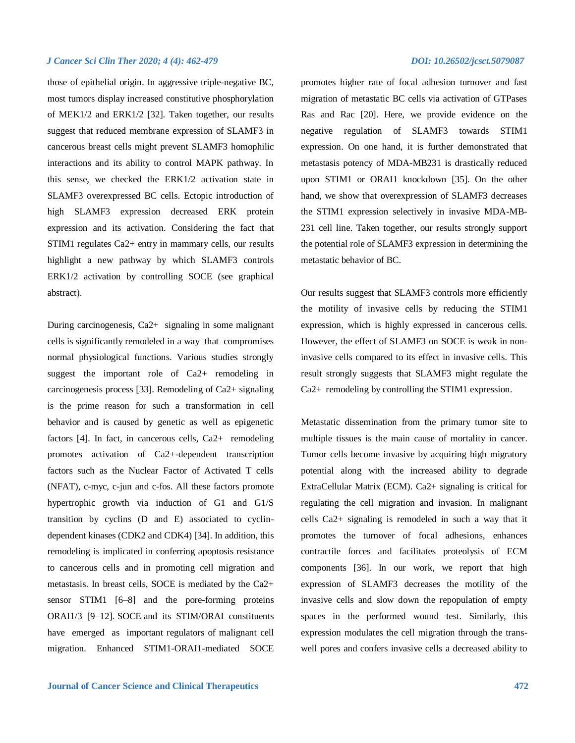those of epithelial origin. In aggressive triple-negative BC, most tumors display increased constitutive phosphorylation of MEK1/2 and ERK1/2 [32]. Taken together, our results suggest that reduced membrane expression of SLAMF3 in cancerous breast cells might prevent SLAMF3 homophilic interactions and its ability to control MAPK pathway. In this sense, we checked the ERK1/2 activation state in SLAMF3 overexpressed BC cells. Ectopic introduction of high SLAMF3 expression decreased ERK protein expression and its activation. Considering the fact that STIM1 regulates $Ca^{2+}$ entry in mammary cells, our results highlight a new pathway by which SLAMF3 controls ERK1/2 activation by controlling SOCE (see graphical abstract).

During carcinogenesis, $Ca^{2+}$ signaling in some malignant cells is significantly remodeled in a way that compromises normal physiological functions. Various studies strongly suggest the important role of $Ca^{2+}$ remodeling in carcinogenesis process [33]. Remodeling of $Ca^{2+}$ signaling is the prime reason for such a transformation in cell behavior and is caused by genetic as well as epigenetic factors [4]. In fact, in cancerous cells, $Ca^{2+}$ remodeling promotes activation of $Ca^{2+}$-dependent transcription factors such as the Nuclear Factor of Activated T cells (NFAT), c-myc, c-jun and c-fos. All these factors promote hypertrophic growth via induction of G1 and G1/S transition by cyclins (D and E) associated to cyclin-dependent kinases (CDK2 and CDK4) [34]. In addition, this remodeling is implicated in conferring apoptosis resistance to cancerous cells and in promoting cell migration and metastasis. In breast cells, SOCE is mediated by the $Ca^{2+}$ sensor STIM1 [6–8] and the pore-forming proteins ORAI1/3 [9–12]. SOCE and its STIM/ORAI constituents have emerged as important regulators of malignant cell migration. Enhanced STIM1-ORAI1-mediated SOCE promotes higher rate of focal adhesion turnover and fast migration of metastatic BC cells via activation of GTPases Ras and Rac [20]. Here, we provide evidence on the negative regulation of SLAMF3 towards STIM1 expression. On one hand, it is further demonstrated that metastasis potency of MDA-MB231 is drastically reduced upon STIM1 or ORAI1 knockdown [35]. On the other hand, we show that overexpression of SLAMF3 decreases the STIM1 expression selectively in invasive MDA-MB-231 cell line. Taken together, our results strongly support the potential role of SLAMF3 expression in determining the metastatic behavior of BC.

Our results suggest that SLAMF3 controls more efficiently the motility of invasive cells by reducing the STIM1 expression, which is highly expressed in cancerous cells. However, the effect of SLAMF3 on SOCE is weak in non-invasive cells compared to its effect in invasive cells. This result strongly suggests that SLAMF3 might regulate the $Ca^{2+}$ remodeling by controlling the STIM1 expression.

Metastatic dissemination from the primary tumor site to multiple tissues is the main cause of mortality in cancer. Tumor cells become invasive by acquiring high migratory potential along with the increased ability to degrade ExtraCellular Matrix (ECM). $Ca^{2+}$ signaling is critical for regulating the cell migration and invasion. In malignant cells $Ca^{2+}$ signaling is remodeled in such a way that it promotes the turnover of focal adhesions, enhances contractile forces and facilitates proteolysis of ECM components [36]. In our work, we report that high expression of SLAMF3 decreases the motility of the invasive cells and slow down the repopulation of empty spaces in the performed wound test. Similarly, this expression modulates the cell migration through the trans-well pores and confers invasive cells a decreased ability to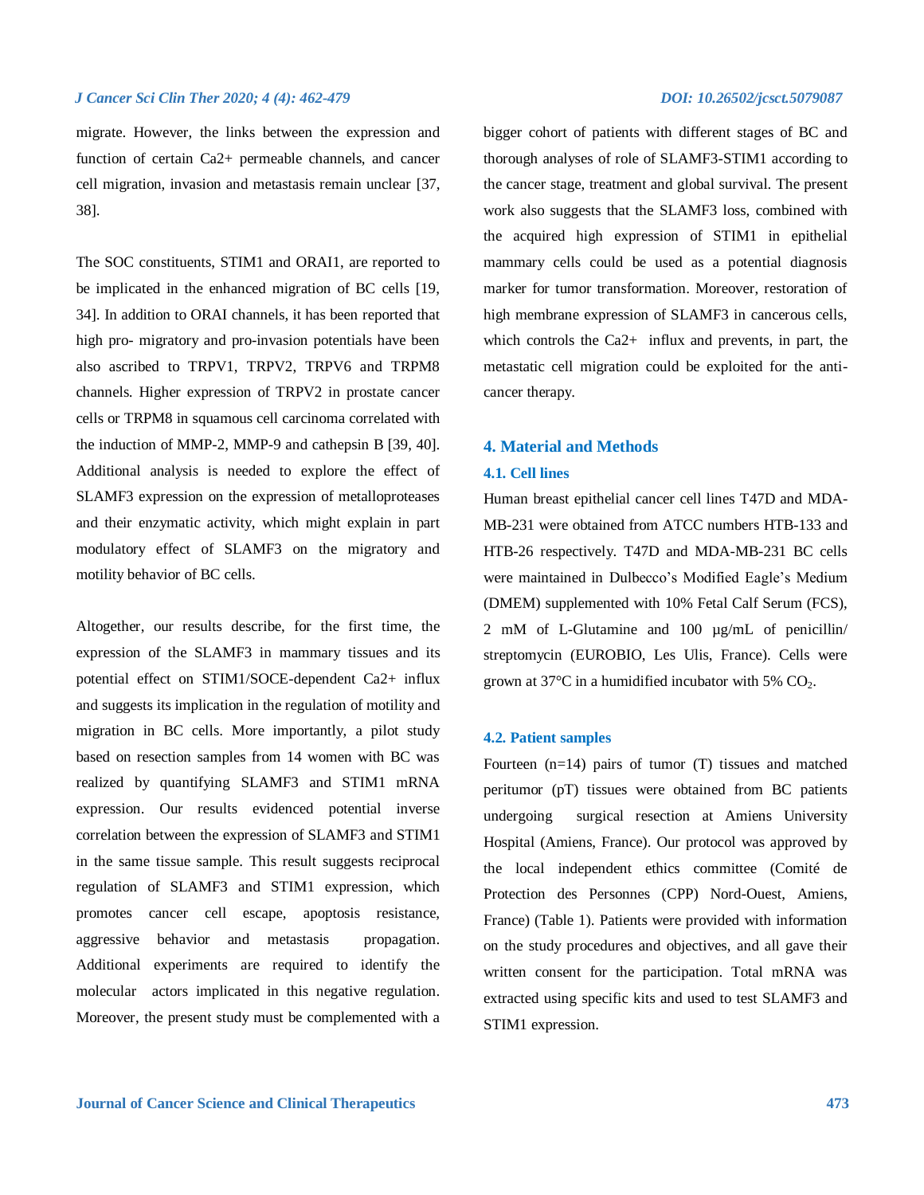migrate. However, the links between the expression and function of certain Ca2+ permeable channels, and cancer cell migration, invasion and metastasis remain unclear [37, 38].

The SOC constituents, STIM1 and ORAI1, are reported to be implicated in the enhanced migration of BC cells [19, 34]. In addition to ORAI channels, it has been reported that high pro- migratory and pro-invasion potentials have been also ascribed to TRPV1, TRPV2, TRPV6 and TRPM8 channels. Higher expression of TRPV2 in prostate cancer cells or TRPM8 in squamous cell carcinoma correlated with the induction of MMP-2, MMP-9 and cathepsin B [39, 40]. Additional analysis is needed to explore the effect of SLAMF3 expression on the expression of metalloproteases and their enzymatic activity, which might explain in part modulatory effect of SLAMF3 on the migratory and motility behavior of BC cells.

Altogether, our results describe, for the first time, the expression of the SLAMF3 in mammary tissues and its potential effect on STIM1/SOCE-dependent Ca2+ influx and suggests its implication in the regulation of motility and migration in BC cells. More importantly, a pilot study based on resection samples from 14 women with BC was realized by quantifying SLAMF3 and STIM1 mRNA expression. Our results evidenced potential inverse correlation between the expression of SLAMF3 and STIM1 in the same tissue sample. This result suggests reciprocal regulation of SLAMF3 and STIM1 expression, which promotes cancer cell escape, apoptosis resistance, aggressive behavior and metastasis propagation. Additional experiments are required to identify the molecular actors implicated in this negative regulation. Moreover, the present study must be complemented with a bigger cohort of patients with different stages of BC and thorough analyses of role of SLAMF3-STIM1 according to the cancer stage, treatment and global survival. The present work also suggests that the SLAMF3 loss, combined with the acquired high expression of STIM1 in epithelial mammary cells could be used as a potential diagnosis marker for tumor transformation. Moreover, restoration of high membrane expression of SLAMF3 in cancerous cells, which controls the Ca2+ influx and prevents, in part, the metastatic cell migration could be exploited for the anti-cancer therapy.

## 4. Material and Methods

### 4.1. Cell lines

Human breast epithelial cancer cell lines T47D and MDA-MB-231 were obtained from ATCC numbers HTB-133 and HTB-26 respectively. T47D and MDA-MB-231 BC cells were maintained in Dulbecco's Modified Eagle's Medium (DMEM) supplemented with 10% Fetal Calf Serum (FCS), 2 mM of L-Glutamine and 100 µg/mL of penicillin/ streptomycin (EUROBIO, Les Ulis, France). Cells were grown at 37°C in a humidified incubator with 5% $CO_2$.

### 4.2. Patient samples

Fourteen (n=14) pairs of tumor (T) tissues and matched peritumor (pT) tissues were obtained from BC patients undergoing surgical resection at Amiens University Hospital (Amiens, France). Our protocol was approved by the local independent ethics committee (Comité de Protection des Personnes (CPP) Nord-Ouest, Amiens, France) (Table 1). Patients were provided with information on the study procedures and objectives, and all gave their written consent for the participation. Total mRNA was extracted using specific kits and used to test SLAMF3 and STIM1 expression.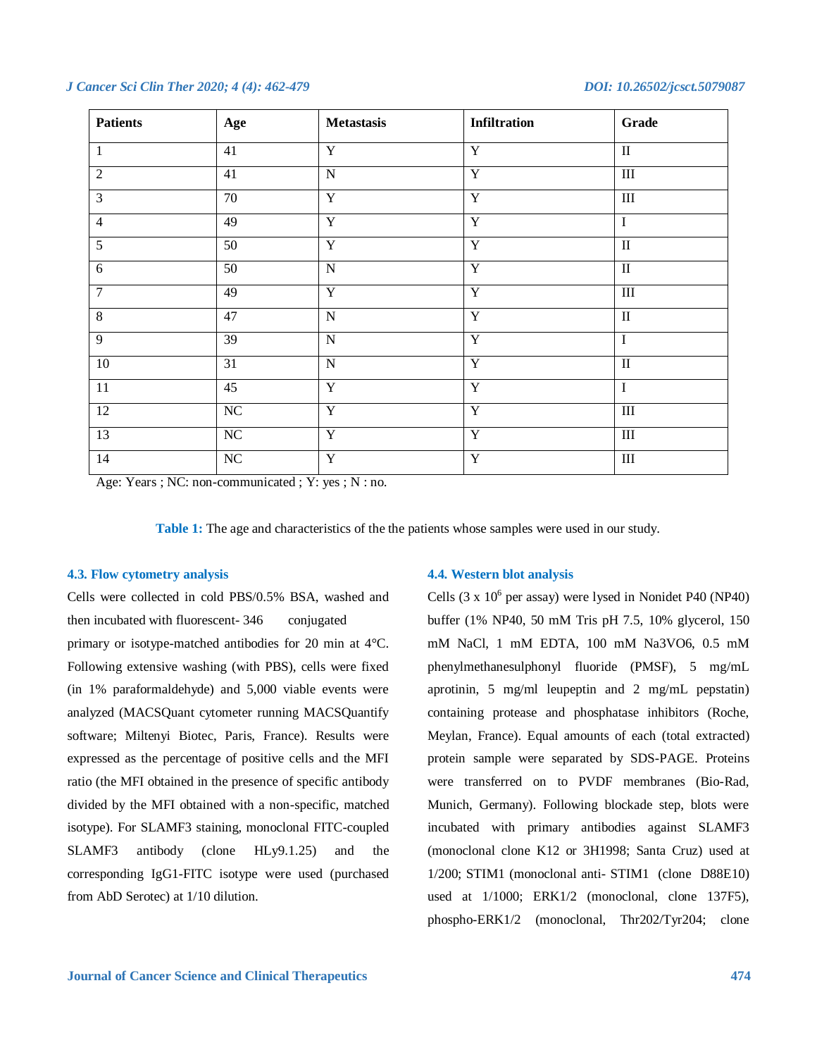| Patients | Age | Metastasis | Infiltration | Grade |
|---|---|---|---|---|
| 1 | 41 | Y | Y | II |
| 2 | 41 | N | Y | III |
| 3 | 70 | Y | Y | III |
| 4 | 49 | Y | Y | I |
| 5 | 50 | Y | Y | II |
| 6 | 50 | N | Y | II |
| 7 | 49 | Y | Y | III |
| 8 | 47 | N | Y | II |
| 9 | 39 | N | Y | I |
| 10 | 31 | N | Y | II |
| 11 | 45 | Y | Y | I |
| 12 | NC | Y | Y | III |
| 13 | NC | Y | Y | III |
| 14 | NC | Y | Y | III |

Age: Years ; NC: non-communicated ; Y: yes ; N : no.

**Table 1:** The age and characteristics of the the patients whose samples were used in our study.

### 4.3. Flow cytometry analysis

Cells were collected in cold PBS/0.5% BSA, washed and then incubated with fluorescent- 346 conjugated primary or isotype-matched antibodies for 20 min at 4°C. Following extensive washing (with PBS), cells were fixed (in 1% paraformaldehyde) and 5,000 viable events were analyzed (MACSQuant cytometer running MACSQuantify software; Miltenyi Biotec, Paris, France). Results were expressed as the percentage of positive cells and the MFI ratio (the MFI obtained in the presence of specific antibody divided by the MFI obtained with a non-specific, matched isotype). For SLAMF3 staining, monoclonal FITC-coupled SLAMF3 antibody (clone HLy9.1.25) and the corresponding IgG1-FITC isotype were used (purchased from AbD Serotec) at 1/10 dilution.

### 4.4. Western blot analysis

Cells (3 x $10^6$ per assay) were lysed in Nonidet P40 (NP40) buffer (1% NP40, 50 mM Tris pH 7.5, 10% glycerol, 150 mM NaCl, 1 mM EDTA, 100 mM $Na_3VO_6$, 0.5 mM phenylmethanesulphonyl fluoride (PMSF), 5 mg/mL aprotinin, 5 mg/ml leupeptin and 2 mg/mL pepstatin) containing protease and phosphatase inhibitors (Roche, Meylan, France). Equal amounts of each (total extracted) protein sample were separated by SDS-PAGE. Proteins were transferred on to PVDF membranes (Bio-Rad, Munich, Germany). Following blockade step, blots were incubated with primary antibodies against SLAMF3 (monoclonal clone K12 or 3H1998; Santa Cruz) used at 1/200; STIM1 (monoclonal anti- STIM1 (clone D88E10) used at 1/1000; ERK1/2 (monoclonal, clone 137F5), phospho-ERK1/2 (monoclonal, Thr202/Tyr204; clone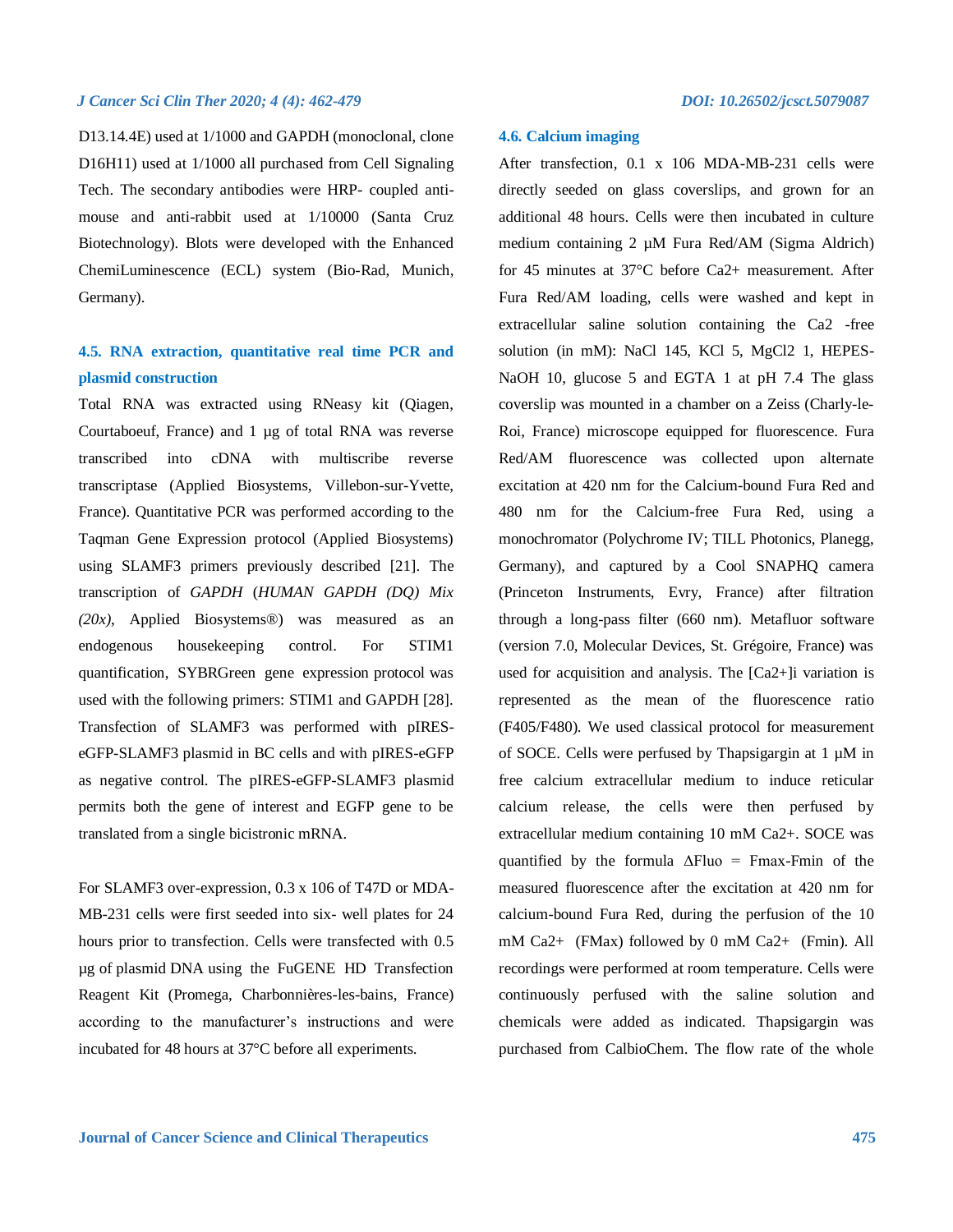D13.14.4E) used at 1/1000 and GAPDH (monoclonal, clone D16H11) used at 1/1000 all purchased from Cell Signaling Tech. The secondary antibodies were HRP- coupled anti-mouse and anti-rabbit used at 1/10000 (Santa Cruz Biotechnology). Blots were developed with the Enhanced ChemiLuminescence (ECL) system (Bio-Rad, Munich, Germany).

### 4.5. RNA extraction, quantitative real time PCR and plasmid construction

Total RNA was extracted using RNeasy kit (Qiagen, Courtaboeuf, France) and 1 µg of total RNA was reverse transcribed into cDNA with multiscribe reverse transcriptase (Applied Biosystems, Villebon-sur-Yvette, France). Quantitative PCR was performed according to the Taqman Gene Expression protocol (Applied Biosystems) using SLAMF3 primers previously described [21]. The transcription of *GAPDH* (*HUMAN GAPDH (DQ) Mix (20x),* Applied Biosystems®) was measured as an endogenous housekeeping control. For STIM1 quantification, SYBRGreen gene expression protocol was used with the following primers: STIM1 and GAPDH [28]. Transfection of SLAMF3 was performed with pIRES-eGFP-SLAMF3 plasmid in BC cells and with pIRES-eGFP as negative control. The pIRES-eGFP-SLAMF3 plasmid permits both the gene of interest and EGFP gene to be translated from a single bicistronic mRNA.

For SLAMF3 over-expression, 0.3 x 106 of T47D or MDA-MB-231 cells were first seeded into six- well plates for 24 hours prior to transfection. Cells were transfected with 0.5 µg of plasmid DNA using the FuGENE HD Transfection Reagent Kit (Promega, Charbonnières-les-bains, France) according to the manufacturer's instructions and were incubated for 48 hours at 37°C before all experiments.

### 4.6. Calcium imaging

After transfection, 0.1 x 106 MDA-MB-231 cells were directly seeded on glass coverslips, and grown for an additional 48 hours. Cells were then incubated in culture medium containing 2 µM Fura Red/AM (Sigma Aldrich) for 45 minutes at 37°C before Ca2+ measurement. After Fura Red/AM loading, cells were washed and kept in extracellular saline solution containing the Ca2 -free solution (in mM): NaCl 145, KCl 5, MgCl2 1, HEPES-NaOH 10, glucose 5 and EGTA 1 at pH 7.4 The glass coverslip was mounted in a chamber on a Zeiss (Charly-le-Roi, France) microscope equipped for fluorescence. Fura Red/AM fluorescence was collected upon alternate excitation at 420 nm for the Calcium-bound Fura Red and 480 nm for the Calcium-free Fura Red, using a monochromator (Polychrome IV; TILL Photonics, Planegg, Germany), and captured by a Cool SNAPHQ camera (Princeton Instruments, Evry, France) after filtration through a long-pass filter (660 nm). Metafluor software (version 7.0, Molecular Devices, St. Grégoire, France) was used for acquisition and analysis. The [Ca2+]i variation is represented as the mean of the fluorescence ratio (F405/F480). We used classical protocol for measurement of SOCE. Cells were perfused by Thapsigargin at 1 µM in free calcium extracellular medium to induce reticular calcium release, the cells were then perfused by extracellular medium containing 10 mM Ca2+. SOCE was quantified by the formula ΔFluo = Fmax-Fmin of the measured fluorescence after the excitation at 420 nm for calcium-bound Fura Red, during the perfusion of the 10 mM Ca2+ (FMax) followed by 0 mM Ca2+ (Fmin). All recordings were performed at room temperature. Cells were continuously perfused with the saline solution and chemicals were added as indicated. Thapsigargin was purchased from CalbioChem. The flow rate of the whole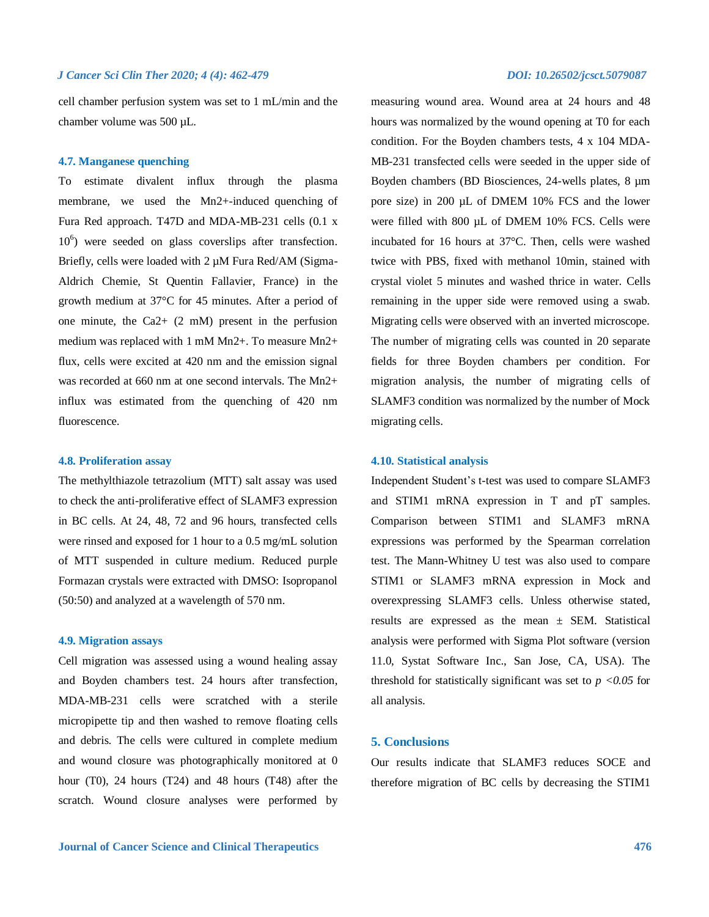cell chamber perfusion system was set to 1 mL/min and the chamber volume was 500 µL.

### 4.7. Manganese quenching

To estimate divalent influx through the plasma membrane, we used the $Mn^{2+}$-induced quenching of Fura Red approach. T47D and MDA-MB-231 cells (0.1 x $10^6$) were seeded on glass coverslips after transfection. Briefly, cells were loaded with 2 µM Fura Red/AM (Sigma-Aldrich Chemie, St Quentin Fallavier, France) in the growth medium at 37°C for 45 minutes. After a period of one minute, the $Ca^{2+}$ (2 mM) present in the perfusion medium was replaced with 1 mM $Mn^{2+}$. To measure $Mn^{2+}$ flux, cells were excited at 420 nm and the emission signal was recorded at 660 nm at one second intervals. The $Mn^{2+}$ influx was estimated from the quenching of 420 nm fluorescence.

### 4.8. Proliferation assay

The methylthiazole tetrazolium (MTT) salt assay was used to check the anti-proliferative effect of SLAMF3 expression in BC cells. At 24, 48, 72 and 96 hours, transfected cells were rinsed and exposed for 1 hour to a 0.5 mg/mL solution of MTT suspended in culture medium. Reduced purple Formazan crystals were extracted with DMSO: Isopropanol (50:50) and analyzed at a wavelength of 570 nm.

### 4.9. Migration assays

Cell migration was assessed using a wound healing assay and Boyden chambers test. 24 hours after transfection, MDA-MB-231 cells were scratched with a sterile micropipette tip and then washed to remove floating cells and debris. The cells were cultured in complete medium and wound closure was photographically monitored at 0 hour (T0), 24 hours (T24) and 48 hours (T48) after the scratch. Wound closure analyses were performed by measuring wound area. Wound area at 24 hours and 48 hours was normalized by the wound opening at T0 for each condition. For the Boyden chambers tests, 4 x 104 MDA-MB-231 transfected cells were seeded in the upper side of Boyden chambers (BD Biosciences, 24-wells plates, 8 µm pore size) in 200 µL of DMEM 10% FCS and the lower were filled with 800 µL of DMEM 10% FCS. Cells were incubated for 16 hours at 37°C. Then, cells were washed twice with PBS, fixed with methanol 10min, stained with crystal violet 5 minutes and washed thrice in water. Cells remaining in the upper side were removed using a swab. Migrating cells were observed with an inverted microscope. The number of migrating cells was counted in 20 separate fields for three Boyden chambers per condition. For migration analysis, the number of migrating cells of SLAMF3 condition was normalized by the number of Mock migrating cells.

### 4.10. Statistical analysis

Independent Student's t-test was used to compare SLAMF3 and STIM1 mRNA expression in T and pT samples. Comparison between STIM1 and SLAMF3 mRNA expressions was performed by the Spearman correlation test. The Mann-Whitney U test was also used to compare STIM1 or SLAMF3 mRNA expression in Mock and overexpressing SLAMF3 cells. Unless otherwise stated, results are expressed as the mean ± SEM. Statistical analysis were performed with Sigma Plot software (version 11.0, Systat Software Inc., San Jose, CA, USA). The threshold for statistically significant was set to $p < 0.05$ for all analysis.

## 5. Conclusions

Our results indicate that SLAMF3 reduces SOCE and therefore migration of BC cells by decreasing the STIM1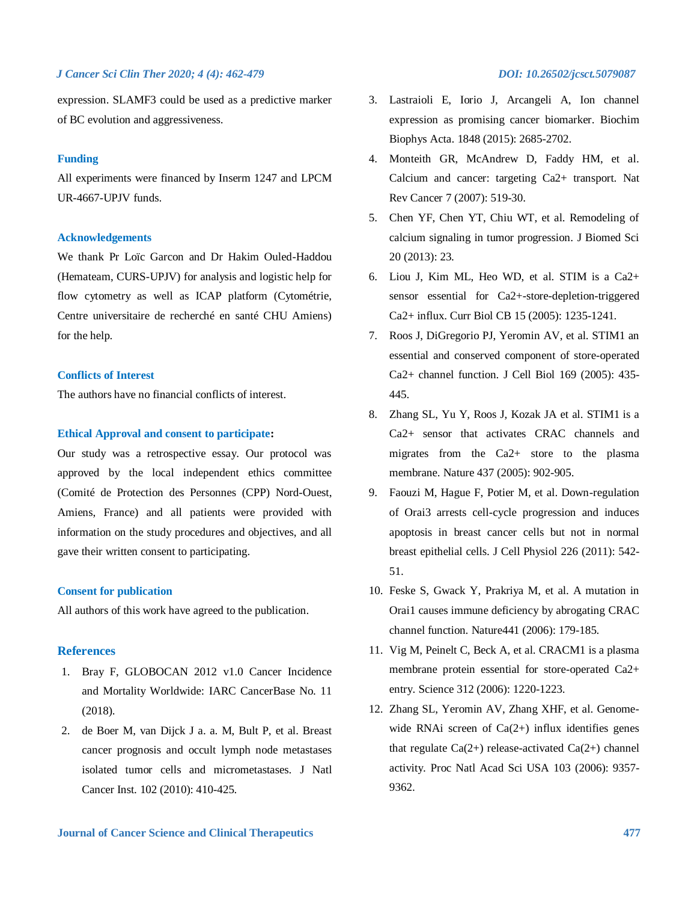expression. SLAMF3 could be used as a predictive marker of BC evolution and aggressiveness.

## Funding

All experiments were financed by Inserm 1247 and LPCM UR-4667-UPJV funds.

## Acknowledgements

We thank Pr Loïc Garcon and Dr Hakim Ouled-Haddou (Hemateam, CURS-UPJV) for analysis and logistic help for flow cytometry as well as ICAP platform (Cytométrie, Centre universitaire de recherché en santé CHU Amiens) for the help.

## Conflicts of Interest

The authors have no financial conflicts of interest.

## Ethical Approval and consent to participate:

Our study was a retrospective essay. Our protocol was approved by the local independent ethics committee (Comité de Protection des Personnes (CPP) Nord-Ouest, Amiens, France) and all patients were provided with information on the study procedures and objectives, and all gave their written consent to participating.

## Consent for publication

All authors of this work have agreed to the publication.

## References

1. Bray F, GLOBOCAN 2012 v1.0 Cancer Incidence and Mortality Worldwide: IARC CancerBase No. 11 (2018).
2. de Boer M, van Dijck J a. a. M, Bult P, et al. Breast cancer prognosis and occult lymph node metastases isolated tumor cells and micrometastases. J Natl Cancer Inst. 102 (2010): 410-425.
3. Lastraioli E, Iorio J, Arcangeli A, Ion channel expression as promising cancer biomarker. Biochim Biophys Acta. 1848 (2015): 2685-2702.
4. Monteith GR, McAndrew D, Faddy HM, et al. Calcium and cancer: targeting Ca2+ transport. Nat Rev Cancer 7 (2007): 519-30.
5. Chen YF, Chen YT, Chiu WT, et al. Remodeling of calcium signaling in tumor progression. J Biomed Sci 20 (2013): 23.
6. Liou J, Kim ML, Heo WD, et al. STIM is a Ca2+ sensor essential for Ca2+-store-depletion-triggered Ca2+ influx. Curr Biol CB 15 (2005): 1235-1241.
7. Roos J, DiGregorio PJ, Yeromin AV, et al. STIM1 an essential and conserved component of store-operated Ca2+ channel function. J Cell Biol 169 (2005): 435-445.
8. Zhang SL, Yu Y, Roos J, Kozak JA et al. STIM1 is a Ca2+ sensor that activates CRAC channels and migrates from the Ca2+ store to the plasma membrane. Nature 437 (2005): 902-905.
9. Faouzi M, Hague F, Potier M, et al. Down-regulation of Orai3 arrests cell-cycle progression and induces apoptosis in breast cancer cells but not in normal breast epithelial cells. J Cell Physiol 226 (2011): 542-51.
10. Feske S, Gwack Y, Prakriya M, et al. A mutation in Orai1 causes immune deficiency by abrogating CRAC channel function. Nature441 (2006): 179-185.
11. Vig M, Peinelt C, Beck A, et al. CRACM1 is a plasma membrane protein essential for store-operated Ca2+ entry. Science 312 (2006): 1220-1223.
12. Zhang SL, Yeromin AV, Zhang XHF, et al. Genome-wide RNAi screen of Ca(2+) influx identifies genes that regulate Ca(2+) release-activated Ca(2+) channel activity. Proc Natl Acad Sci USA 103 (2006): 9357-9362.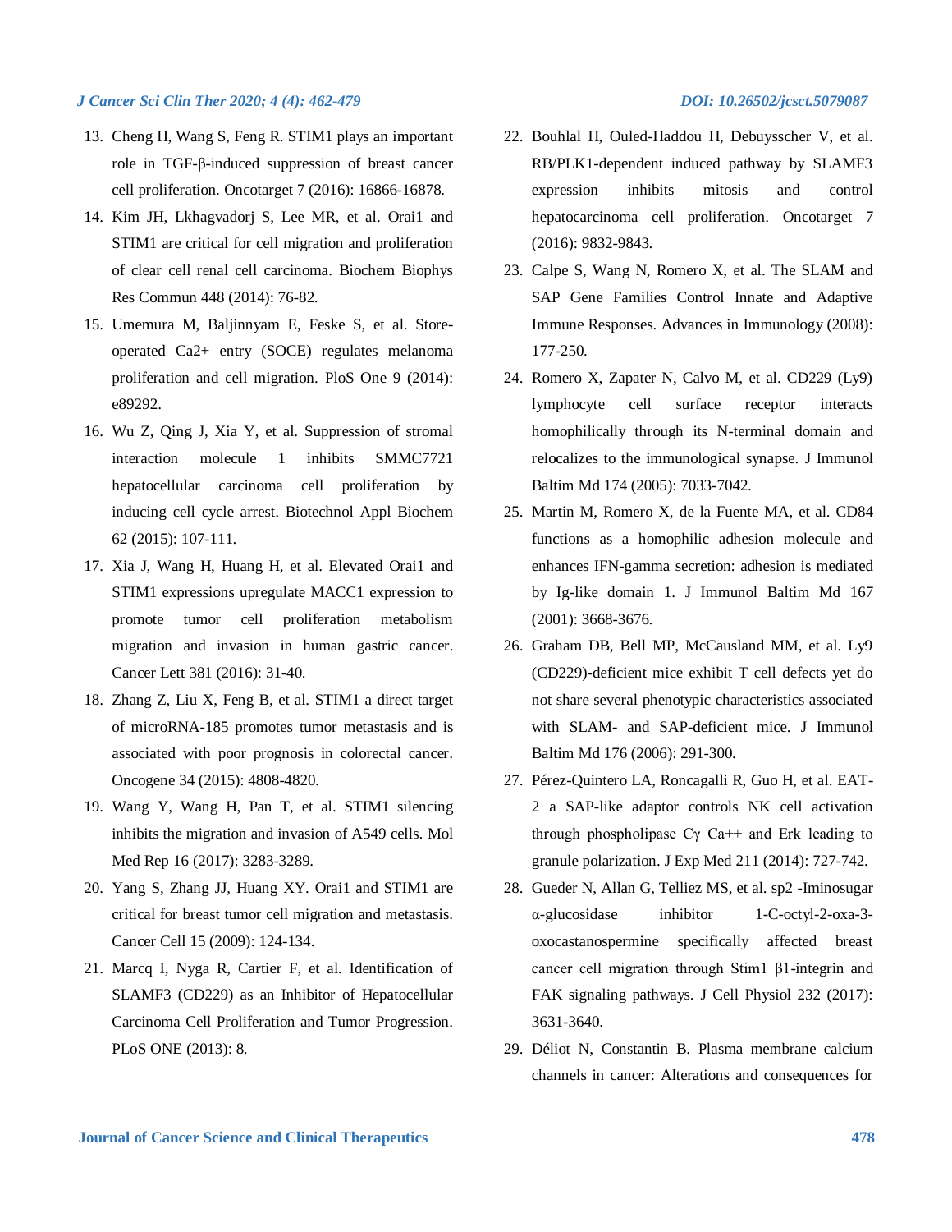13. Cheng H, Wang S, Feng R. STIM1 plays an important role in TGF-β-induced suppression of breast cancer cell proliferation. Oncotarget 7 (2016): 16866-16878.
14. Kim JH, Lkhagvadorj S, Lee MR, et al. Orai1 and STIM1 are critical for cell migration and proliferation of clear cell renal cell carcinoma. Biochem Biophys Res Commun 448 (2014): 76-82.
15. Umemura M, Baljinnyam E, Feske S, et al. Store-operated Ca2+ entry (SOCE) regulates melanoma proliferation and cell migration. PloS One 9 (2014): e89292.
16. Wu Z, Qing J, Xia Y, et al. Suppression of stromal interaction molecule 1 inhibits SMMC7721 hepatocellular carcinoma cell proliferation by inducing cell cycle arrest. Biotechnol Appl Biochem 62 (2015): 107-111.
17. Xia J, Wang H, Huang H, et al. Elevated Orai1 and STIM1 expressions upregulate MACC1 expression to promote tumor cell proliferation metabolism migration and invasion in human gastric cancer. Cancer Lett 381 (2016): 31-40.
18. Zhang Z, Liu X, Feng B, et al. STIM1 a direct target of microRNA-185 promotes tumor metastasis and is associated with poor prognosis in colorectal cancer. Oncogene 34 (2015): 4808-4820.
19. Wang Y, Wang H, Pan T, et al. STIM1 silencing inhibits the migration and invasion of A549 cells. Mol Med Rep 16 (2017): 3283-3289.
20. Yang S, Zhang JJ, Huang XY. Orai1 and STIM1 are critical for breast tumor cell migration and metastasis. Cancer Cell 15 (2009): 124-134.
21. Marcq I, Nyga R, Cartier F, et al. Identification of SLAMF3 (CD229) as an Inhibitor of Hepatocellular Carcinoma Cell Proliferation and Tumor Progression. PLoS ONE (2013): 8.
22. Bouhlal H, Ouled-Haddou H, Debuysscher V, et al. RB/PLK1-dependent induced pathway by SLAMF3 expression inhibits mitosis and control hepatocarcinoma cell proliferation. Oncotarget 7 (2016): 9832-9843.
23. Calpe S, Wang N, Romero X, et al. The SLAM and SAP Gene Families Control Innate and Adaptive Immune Responses. Advances in Immunology (2008): 177-250.
24. Romero X, Zapater N, Calvo M, et al. CD229 (Ly9) lymphocyte cell surface receptor interacts homophilically through its N-terminal domain and relocalizes to the immunological synapse. J Immunol Baltim Md 174 (2005): 7033-7042.
25. Martin M, Romero X, de la Fuente MA, et al. CD84 functions as a homophilic adhesion molecule and enhances IFN-gamma secretion: adhesion is mediated by Ig-like domain 1. J Immunol Baltim Md 167 (2001): 3668-3676.
26. Graham DB, Bell MP, McCausland MM, et al. Ly9 (CD229)-deficient mice exhibit T cell defects yet do not share several phenotypic characteristics associated with SLAM- and SAP-deficient mice. J Immunol Baltim Md 176 (2006): 291-300.
27. Pérez-Quintero LA, Roncagalli R, Guo H, et al. EAT-2 a SAP-like adaptor controls NK cell activation through phospholipase Cγ Ca++ and Erk leading to granule polarization. J Exp Med 211 (2014): 727-742.
28. Gueder N, Allan G, Telliez MS, et al. sp2 -Iminosugar α-glucosidase inhibitor 1-C-octyl-2-oxa-3-oxocastanospermine specifically affected breast cancer cell migration through Stim1 β1-integrin and FAK signaling pathways. J Cell Physiol 232 (2017): 3631-3640.
29. Déliot N, Constantin B. Plasma membrane calcium channels in cancer: Alterations and consequences for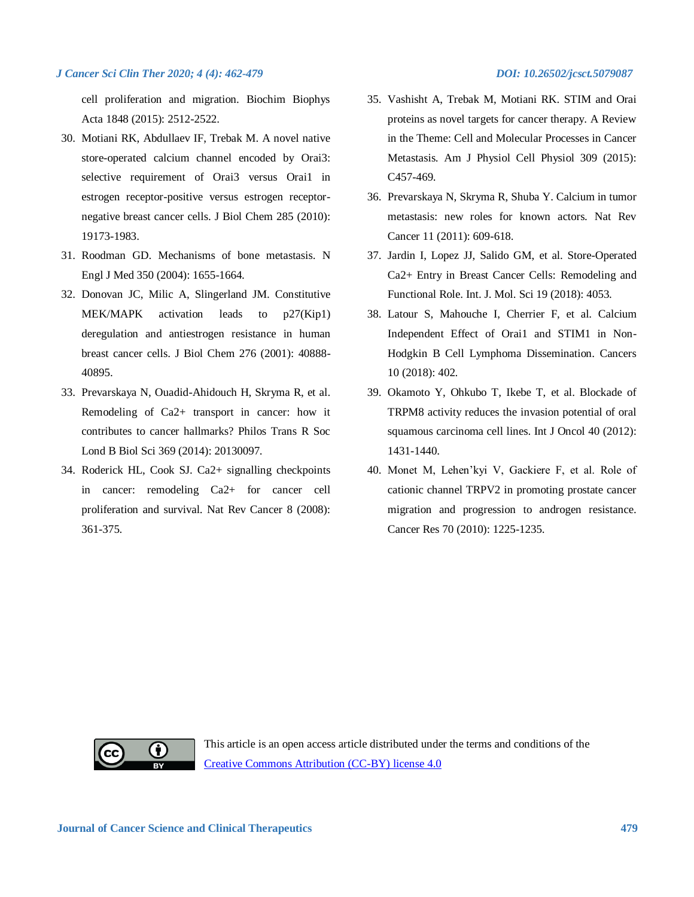cell proliferation and migration. Biochim Biophys Acta 1848 (2015): 2512-2522.

30. Motiani RK, Abdullaev IF, Trebak M. A novel native store-operated calcium channel encoded by Orai3: selective requirement of Orai3 versus Orai1 in estrogen receptor-positive versus estrogen receptor-negative breast cancer cells. J Biol Chem 285 (2010): 19173-1983.
31. Roodman GD. Mechanisms of bone metastasis. N Engl J Med 350 (2004): 1655-1664.
32. Donovan JC, Milic A, Slingerland JM. Constitutive MEK/MAPK activation leads to p27(Kip1) deregulation and antiestrogen resistance in human breast cancer cells. J Biol Chem 276 (2001): 40888-40895.
33. Prevarskaya N, Ouadid-Ahidouch H, Skryma R, et al. Remodeling of Ca2+ transport in cancer: how it contributes to cancer hallmarks? Philos Trans R Soc Lond B Biol Sci 369 (2014): 20130097.
34. Roderick HL, Cook SJ. Ca2+ signalling checkpoints in cancer: remodeling Ca2+ for cancer cell proliferation and survival. Nat Rev Cancer 8 (2008): 361-375.
35. Vashisht A, Trebak M, Motiani RK. STIM and Orai proteins as novel targets for cancer therapy. A Review in the Theme: Cell and Molecular Processes in Cancer Metastasis. Am J Physiol Cell Physiol 309 (2015): C457-469.
36. Prevarskaya N, Skryma R, Shuba Y. Calcium in tumor metastasis: new roles for known actors. Nat Rev Cancer 11 (2011): 609-618.
37. Jardin I, Lopez JJ, Salido GM, et al. Store-Operated Ca2+ Entry in Breast Cancer Cells: Remodeling and Functional Role. Int. J. Mol. Sci 19 (2018): 4053.
38. Latour S, Mahouche I, Cherrier F, et al. Calcium Independent Effect of Orai1 and STIM1 in Non-Hodgkin B Cell Lymphoma Dissemination. Cancers 10 (2018): 402.
39. Okamoto Y, Ohkubo T, Ikebe T, et al. Blockade of TRPM8 activity reduces the invasion potential of oral squamous carcinoma cell lines. Int J Oncol 40 (2012): 1431-1440.
40. Monet M, Lehen'kyi V, Gackiere F, et al. Role of cationic channel TRPV2 in promoting prostate cancer migration and progression to androgen resistance. Cancer Res 70 (2010): 1225-1235.

This article is an open access article distributed under the terms and conditions of the [Creative Commons Attribution (CC-BY) license 4.0]